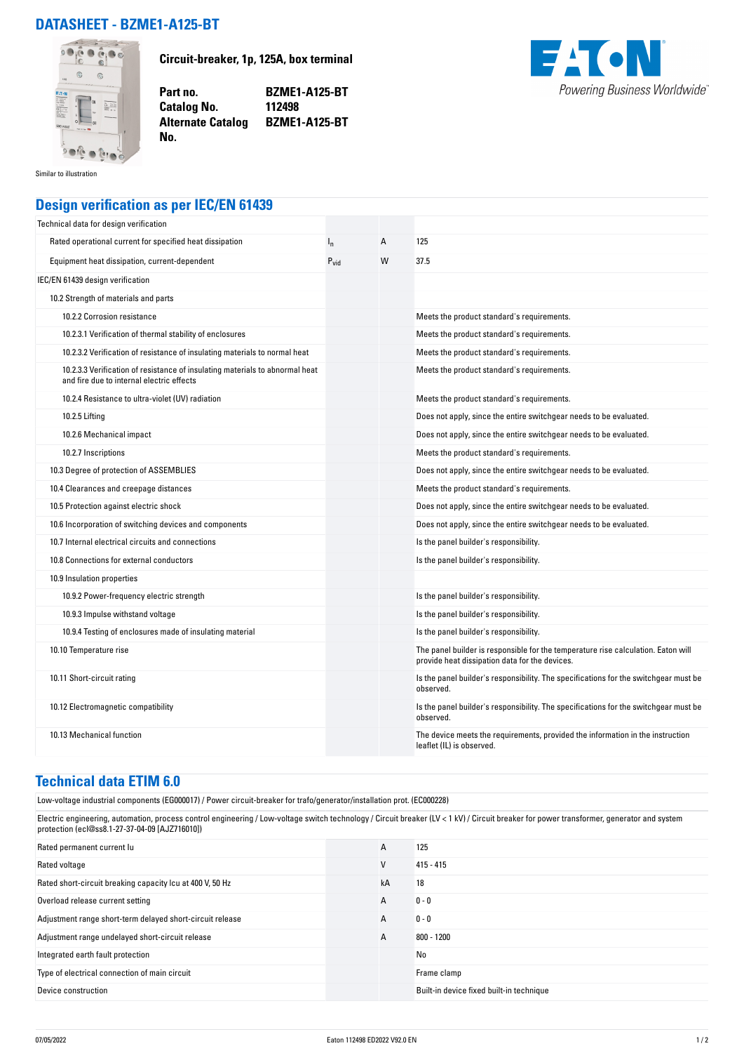# DATASHEET - BZME1-A125-BT

Similar to illustration

**Circuit-breaker, 1p, 125A, box terminal**

| | |
|---|---|
| **Part no.** | **BZME1-A125-BT** |
| **Catalog No.** | **112498** |
| **Alternate Catalog No.** | **BZME1-A125-BT** |

Powering Business Worldwide

## Design verification as per IEC/EN 61439

| | | | |
|---|---|---|---|
| Technical data for design verification | | | |
| Rated operational current for specified heat dissipation | $I_n$ | A | 125 |
| Equipment heat dissipation, current-dependent | $P_{vid}$ | W | 37.5 |
| IEC/EN 61439 design verification | | | |
| 10.2 Strength of materials and parts | | | |
| 10.2.2 Corrosion resistance | | | Meets the product standard's requirements. |
| 10.2.3.1 Verification of thermal stability of enclosures | | | Meets the product standard's requirements. |
| 10.2.3.2 Verification of resistance of insulating materials to normal heat | | | Meets the product standard's requirements. |
| 10.2.3.3 Verification of resistance of insulating materials to abnormal heat and fire due to internal electric effects | | | Meets the product standard's requirements. |
| 10.2.4 Resistance to ultra-violet (UV) radiation | | | Meets the product standard's requirements. |
| 10.2.5 Lifting | | | Does not apply, since the entire switchgear needs to be evaluated. |
| 10.2.6 Mechanical impact | | | Does not apply, since the entire switchgear needs to be evaluated. |
| 10.2.7 Inscriptions | | | Meets the product standard's requirements. |
| 10.3 Degree of protection of ASSEMBLIES | | | Does not apply, since the entire switchgear needs to be evaluated. |
| 10.4 Clearances and creepage distances | | | Meets the product standard's requirements. |
| 10.5 Protection against electric shock | | | Does not apply, since the entire switchgear needs to be evaluated. |
| 10.6 Incorporation of switching devices and components | | | Does not apply, since the entire switchgear needs to be evaluated. |
| 10.7 Internal electrical circuits and connections | | | Is the panel builder's responsibility. |
| 10.8 Connections for external conductors | | | Is the panel builder's responsibility. |
| 10.9 Insulation properties | | | |
| 10.9.2 Power-frequency electric strength | | | Is the panel builder's responsibility. |
| 10.9.3 Impulse withstand voltage | | | Is the panel builder's responsibility. |
| 10.9.4 Testing of enclosures made of insulating material | | | Is the panel builder's responsibility. |
| 10.10 Temperature rise | | | The panel builder is responsible for the temperature rise calculation. Eaton will provide heat dissipation data for the devices. |
| 10.11 Short-circuit rating | | | Is the panel builder's responsibility. The specifications for the switchgear must be observed. |
| 10.12 Electromagnetic compatibility | | | Is the panel builder's responsibility. The specifications for the switchgear must be observed. |
| 10.13 Mechanical function | | | The device meets the requirements, provided the information in the instruction leaflet (IL) is observed. |

## Technical data ETIM 6.0

Low-voltage industrial components (EG000017) / Power circuit-breaker for trafo/generator/installation prot. (EC000228)

Electric engineering, automation, process control engineering / Low-voltage switch technology / Circuit breaker (LV < 1 kV) / Circuit breaker for power transformer, generator and system protection (ecl@ss8.1-27-37-04-09 [AJZ716010])

| | | | |
|---|---|---|---|
| Rated permanent current Iu | | A | 125 |
| Rated voltage | | V | 415 - 415 |
| Rated short-circuit breaking capacity Icu at 400 V, 50 Hz | | kA | 18 |
| Overload release current setting | | A | 0 - 0 |
| Adjustment range short-term delayed short-circuit release | | A | 0 - 0 |
| Adjustment range undelayed short-circuit release | | A | 800 - 1200 |
| Integrated earth fault protection | | | No |
| Type of electrical connection of main circuit | | | Frame clamp |
| Device construction | | | Built-in device fixed built-in technique |

07/05/2022 Eaton 112498 ED2022 V92.0 EN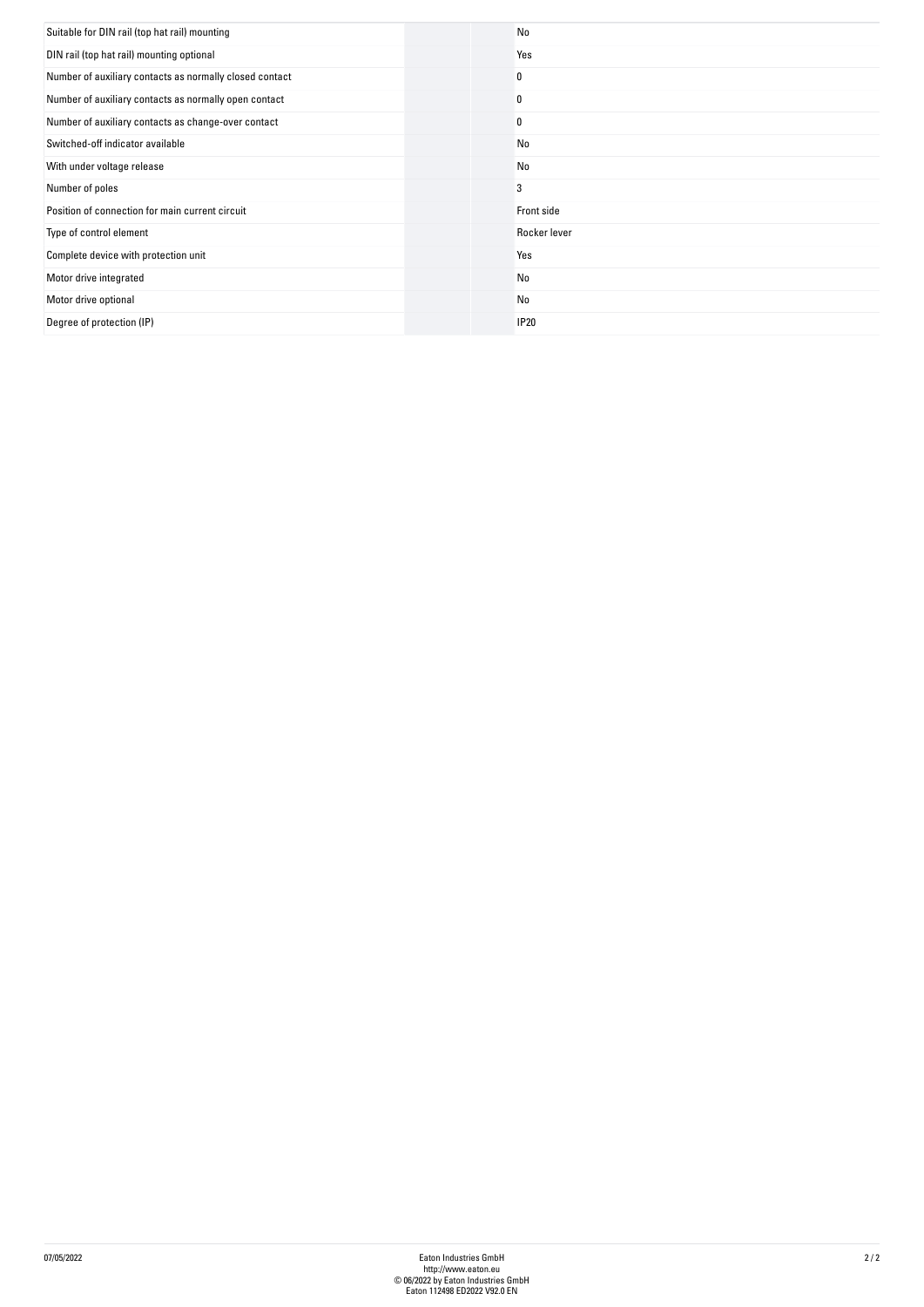| | | |
|---|---|---|
| Suitable for DIN rail (top hat rail) mounting | | No |
| DIN rail (top hat rail) mounting optional | | Yes |
| Number of auxiliary contacts as normally closed contact | | 0 |
| Number of auxiliary contacts as normally open contact | | 0 |
| Number of auxiliary contacts as change-over contact | | 0 |
| Switched-off indicator available | | No |
| With under voltage release | | No |
| Number of poles | | 3 |
| Position of connection for main current circuit | | Front side |
| Type of control element | | Rocker lever |
| Complete device with protection unit | | Yes |
| Motor drive integrated | | No |
| Motor drive optional | | No |
| Degree of protection (IP) | | IP20 |